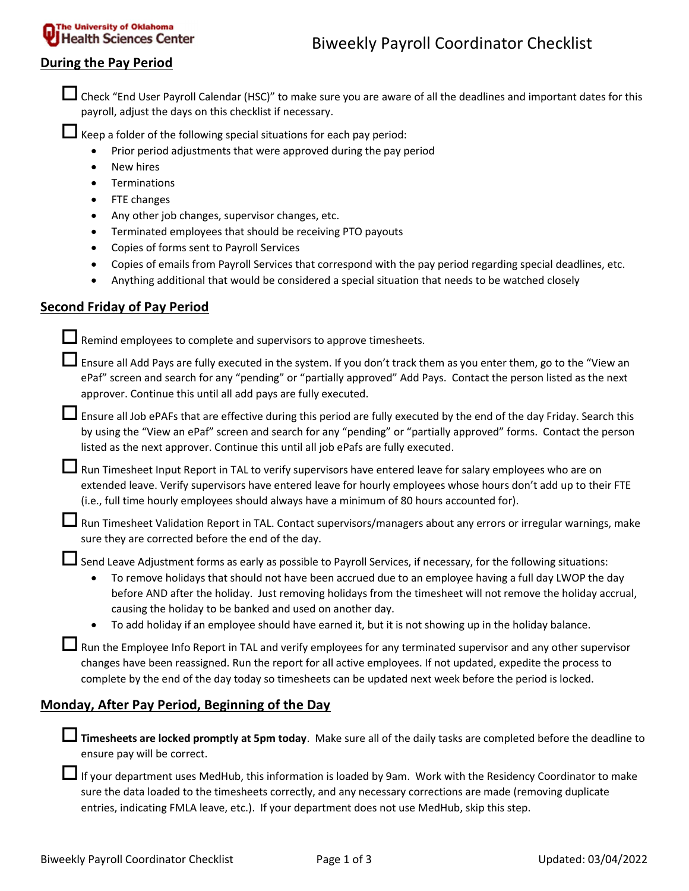# Biweekly Payroll Coordinator Checklist

## During the Pay Period

- [ ] Check "End User Payroll Calendar (HSC)" to make sure you are aware of all the deadlines and important dates for this payroll, adjust the days on this checklist if necessary.
- [ ] Keep a folder of the following special situations for each pay period:
  - Prior period adjustments that were approved during the pay period
  - New hires
  - Terminations
  - FTE changes
  - Any other job changes, supervisor changes, etc.
  - Terminated employees that should be receiving PTO payouts
  - Copies of forms sent to Payroll Services
  - Copies of emails from Payroll Services that correspond with the pay period regarding special deadlines, etc.
  - Anything additional that would be considered a special situation that needs to be watched closely

## Second Friday of Pay Period

- [ ] Remind employees to complete and supervisors to approve timesheets.
- [ ] Ensure all Add Pays are fully executed in the system. If you don't track them as you enter them, go to the "View an ePaf" screen and search for any "pending" or "partially approved" Add Pays. Contact the person listed as the next approver. Continue this until all add pays are fully executed.
- [ ] Ensure all Job ePAFs that are effective during this period are fully executed by the end of the day Friday. Search this by using the "View an ePaf" screen and search for any "pending" or "partially approved" forms. Contact the person listed as the next approver. Continue this until all job ePafs are fully executed.
- [ ] Run Timesheet Input Report in TAL to verify supervisors have entered leave for salary employees who are on extended leave. Verify supervisors have entered leave for hourly employees whose hours don't add up to their FTE (i.e., full time hourly employees should always have a minimum of 80 hours accounted for).
- [ ] Run Timesheet Validation Report in TAL. Contact supervisors/managers about any errors or irregular warnings, make sure they are corrected before the end of the day.
- [ ] Send Leave Adjustment forms as early as possible to Payroll Services, if necessary, for the following situations:
  - To remove holidays that should not have been accrued due to an employee having a full day LWOP the day before AND after the holiday. Just removing holidays from the timesheet will not remove the holiday accrual, causing the holiday to be banked and used on another day.
  - To add holiday if an employee should have earned it, but it is not showing up in the holiday balance.
- [ ] Run the Employee Info Report in TAL and verify employees for any terminated supervisor and any other supervisor changes have been reassigned. Run the report for all active employees. If not updated, expedite the process to complete by the end of the day today so timesheets can be updated next week before the period is locked.

## Monday, After Pay Period, Beginning of the Day

- [ ] **Timesheets are locked promptly at 5pm today**. Make sure all of the daily tasks are completed before the deadline to ensure pay will be correct.
- [ ] If your department uses MedHub, this information is loaded by 9am. Work with the Residency Coordinator to make sure the data loaded to the timesheets correctly, and any necessary corrections are made (removing duplicate entries, indicating FMLA leave, etc.). If your department does not use MedHub, skip this step.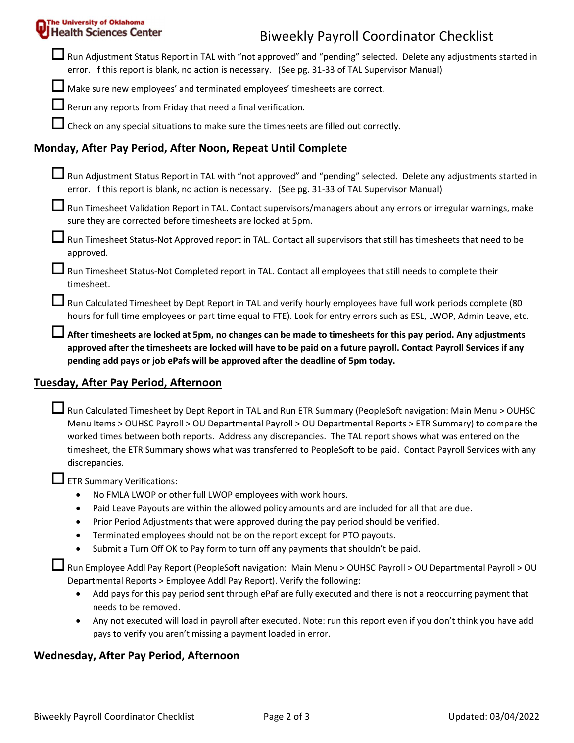- [ ] Run Adjustment Status Report in TAL with "not approved" and "pending" selected. Delete any adjustments started in error. If this report is blank, no action is necessary. (See pg. 31-33 of TAL Supervisor Manual)
- [ ] Make sure new employees' and terminated employees' timesheets are correct.
- [ ] Rerun any reports from Friday that need a final verification.
- [ ] Check on any special situations to make sure the timesheets are filled out correctly.

## Monday, After Pay Period, After Noon, Repeat Until Complete

- [ ] Run Adjustment Status Report in TAL with "not approved" and "pending" selected. Delete any adjustments started in error. If this report is blank, no action is necessary. (See pg. 31-33 of TAL Supervisor Manual)
- [ ] Run Timesheet Validation Report in TAL. Contact supervisors/managers about any errors or irregular warnings, make sure they are corrected before timesheets are locked at 5pm.
- [ ] Run Timesheet Status-Not Approved report in TAL. Contact all supervisors that still has timesheets that need to be approved.
- [ ] Run Timesheet Status-Not Completed report in TAL. Contact all employees that still needs to complete their timesheet.
- [ ] Run Calculated Timesheet by Dept Report in TAL and verify hourly employees have full work periods complete (80 hours for full time employees or part time equal to FTE). Look for entry errors such as ESL, LWOP, Admin Leave, etc.
- [ ] **After timesheets are locked at 5pm, no changes can be made to timesheets for this pay period. Any adjustments approved after the timesheets are locked will have to be paid on a future payroll. Contact Payroll Services if any pending add pays or job ePafs will be approved after the deadline of 5pm today.**

## Tuesday, After Pay Period, Afternoon

- [ ] Run Calculated Timesheet by Dept Report in TAL and Run ETR Summary (PeopleSoft navigation: Main Menu > OUHSC Menu Items > OUHSC Payroll > OU Departmental Payroll > OU Departmental Reports > ETR Summary) to compare the worked times between both reports. Address any discrepancies. The TAL report shows what was entered on the timesheet, the ETR Summary shows what was transferred to PeopleSoft to be paid. Contact Payroll Services with any discrepancies.
- [ ] ETR Summary Verifications:
  - No FMLA LWOP or other full LWOP employees with work hours.
  - Paid Leave Payouts are within the allowed policy amounts and are included for all that are due.
  - Prior Period Adjustments that were approved during the pay period should be verified.
  - Terminated employees should not be on the report except for PTO payouts.
  - Submit a Turn Off OK to Pay form to turn off any payments that shouldn't be paid.
- [ ] Run Employee Addl Pay Report (PeopleSoft navigation: Main Menu > OUHSC Payroll > OU Departmental Payroll > OU Departmental Reports > Employee Addl Pay Report). Verify the following:
  - Add pays for this pay period sent through ePaf are fully executed and there is not a reoccurring payment that needs to be removed.
  - Any not executed will load in payroll after executed. Note: run this report even if you don't think you have add pays to verify you aren't missing a payment loaded in error.

## Wednesday, After Pay Period, Afternoon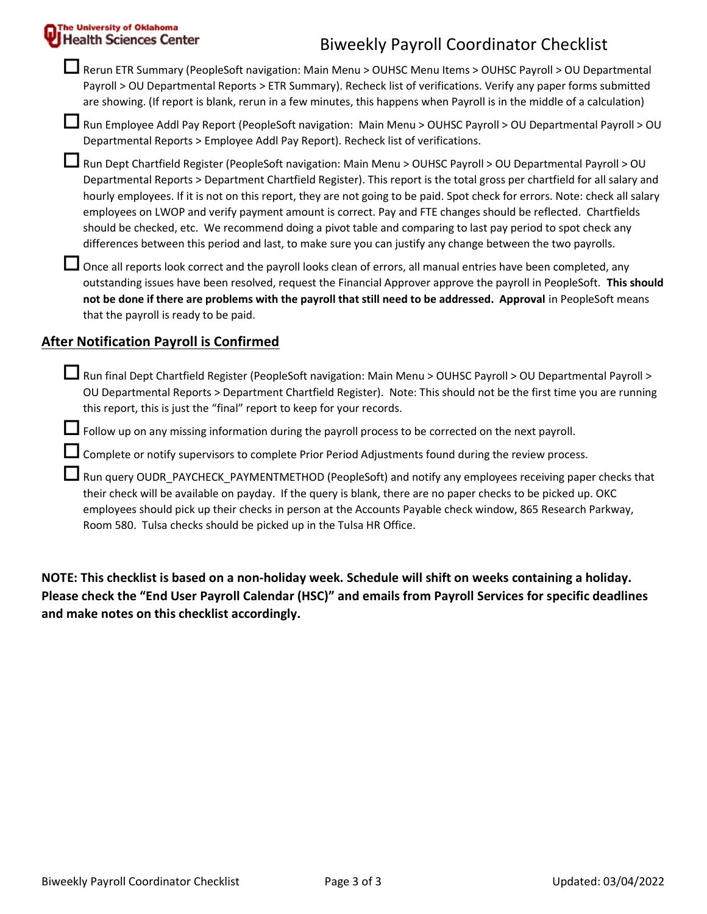- [ ] Rerun ETR Summary (PeopleSoft navigation: Main Menu > OUHSC Menu Items > OUHSC Payroll > OU Departmental Payroll > OU Departmental Reports > ETR Summary). Recheck list of verifications. Verify any paper forms submitted are showing. (If report is blank, rerun in a few minutes, this happens when Payroll is in the middle of a calculation)
- [ ] Run Employee Addl Pay Report (PeopleSoft navigation: Main Menu > OUHSC Payroll > OU Departmental Payroll > OU Departmental Reports > Employee Addl Pay Report). Recheck list of verifications.
- [ ] Run Dept Chartfield Register (PeopleSoft navigation: Main Menu > OUHSC Payroll > OU Departmental Payroll > OU Departmental Reports > Department Chartfield Register). This report is the total gross per chartfield for all salary and hourly employees. If it is not on this report, they are not going to be paid. Spot check for errors. Note: check all salary employees on LWOP and verify payment amount is correct. Pay and FTE changes should be reflected. Chartfields should be checked, etc. We recommend doing a pivot table and comparing to last pay period to spot check any differences between this period and last, to make sure you can justify any change between the two payrolls.
- [ ] Once all reports look correct and the payroll looks clean of errors, all manual entries have been completed, any outstanding issues have been resolved, request the Financial Approver approve the payroll in PeopleSoft. **This should not be done if there are problems with the payroll that still need to be addressed. Approval** in PeopleSoft means that the payroll is ready to be paid.

## After Notification Payroll is Confirmed

- [ ] Run final Dept Chartfield Register (PeopleSoft navigation: Main Menu > OUHSC Payroll > OU Departmental Payroll > OU Departmental Reports > Department Chartfield Register). Note: This should not be the first time you are running this report, this is just the "final" report to keep for your records.
- [ ] Follow up on any missing information during the payroll process to be corrected on the next payroll.
- [ ] Complete or notify supervisors to complete Prior Period Adjustments found during the review process.
- [ ] Run query OUDR_PAYCHECK_PAYMENTMETHOD (PeopleSoft) and notify any employees receiving paper checks that their check will be available on payday. If the query is blank, there are no paper checks to be picked up. OKC employees should pick up their checks in person at the Accounts Payable check window, 865 Research Parkway, Room 580. Tulsa checks should be picked up in the Tulsa HR Office.

**NOTE: This checklist is based on a non-holiday week. Schedule will shift on weeks containing a holiday. Please check the "End User Payroll Calendar (HSC)" and emails from Payroll Services for specific deadlines and make notes on this checklist accordingly.**